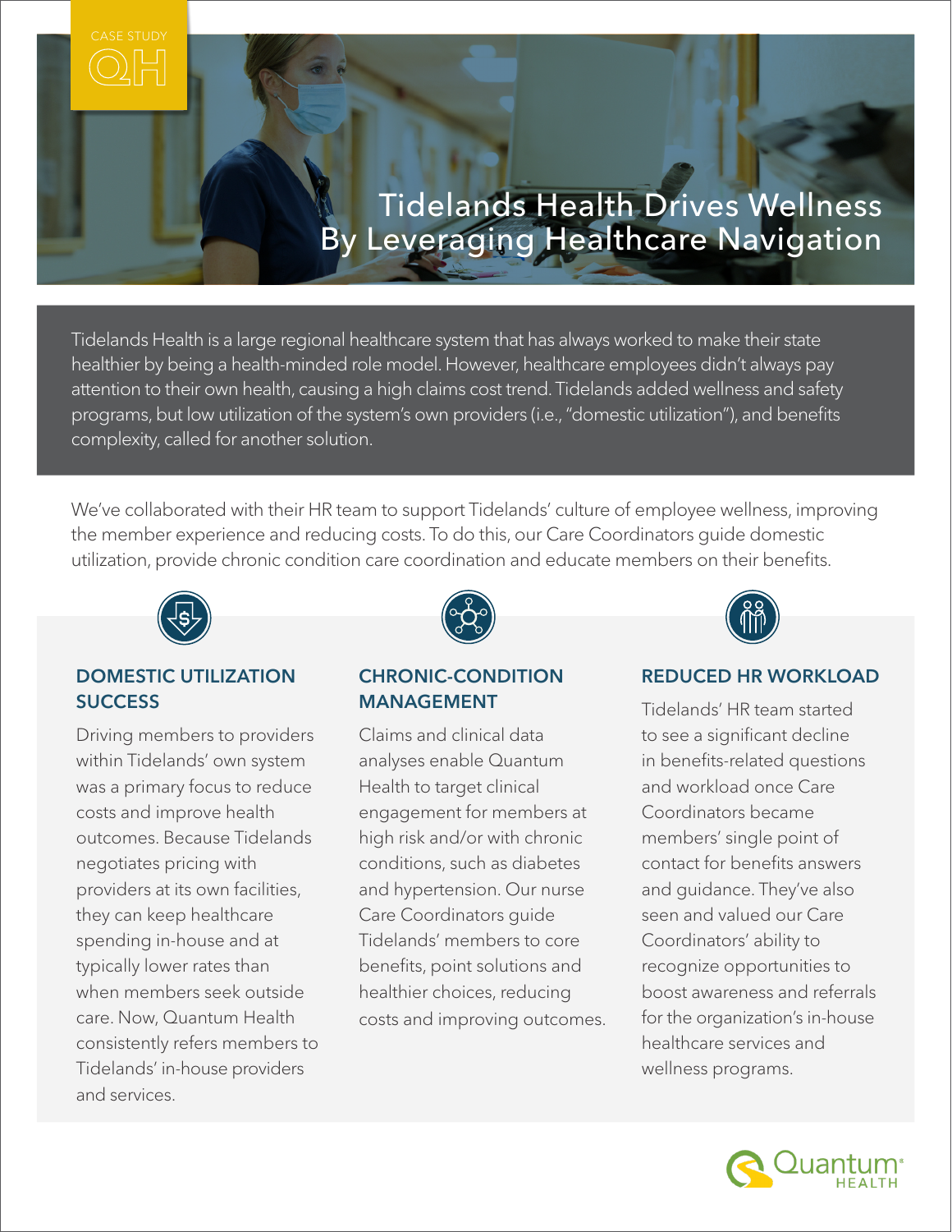CASE STUDY

# Tidelands Health Drives Wellness By Leveraging Healthcare Navigation

Tidelands Health is a large regional healthcare system that has always worked to make their state healthier by being a health-minded role model. However, healthcare employees didn't always pay attention to their own health, causing a high claims cost trend. Tidelands added wellness and safety programs, but low utilization of the system's own providers (i.e., "domestic utilization"), and benefits complexity, called for another solution.

We've collaborated with their HR team to support Tidelands' culture of employee wellness, improving the member experience and reducing costs. To do this, our Care Coordinators guide domestic utilization, provide chronic condition care coordination and educate members on their benefits.

## DOMESTIC UTILIZATION SUCCESS

Driving members to providers within Tidelands' own system was a primary focus to reduce costs and improve health outcomes. Because Tidelands negotiates pricing with providers at its own facilities, they can keep healthcare spending in-house and at typically lower rates than when members seek outside care. Now, Quantum Health consistently refers members to Tidelands' in-house providers and services.

## CHRONIC-CONDITION MANAGEMENT

Claims and clinical data analyses enable Quantum Health to target clinical engagement for members at high risk and/or with chronic conditions, such as diabetes and hypertension. Our nurse Care Coordinators guide Tidelands' members to core benefits, point solutions and healthier choices, reducing costs and improving outcomes.

## REDUCED HR WORKLOAD

Tidelands' HR team started to see a significant decline in benefits-related questions and workload once Care Coordinators became members' single point of contact for benefits answers and guidance. They've also seen and valued our Care Coordinators' ability to recognize opportunities to boost awareness and referrals for the organization's in-house healthcare services and wellness programs.

Quantum HEALTH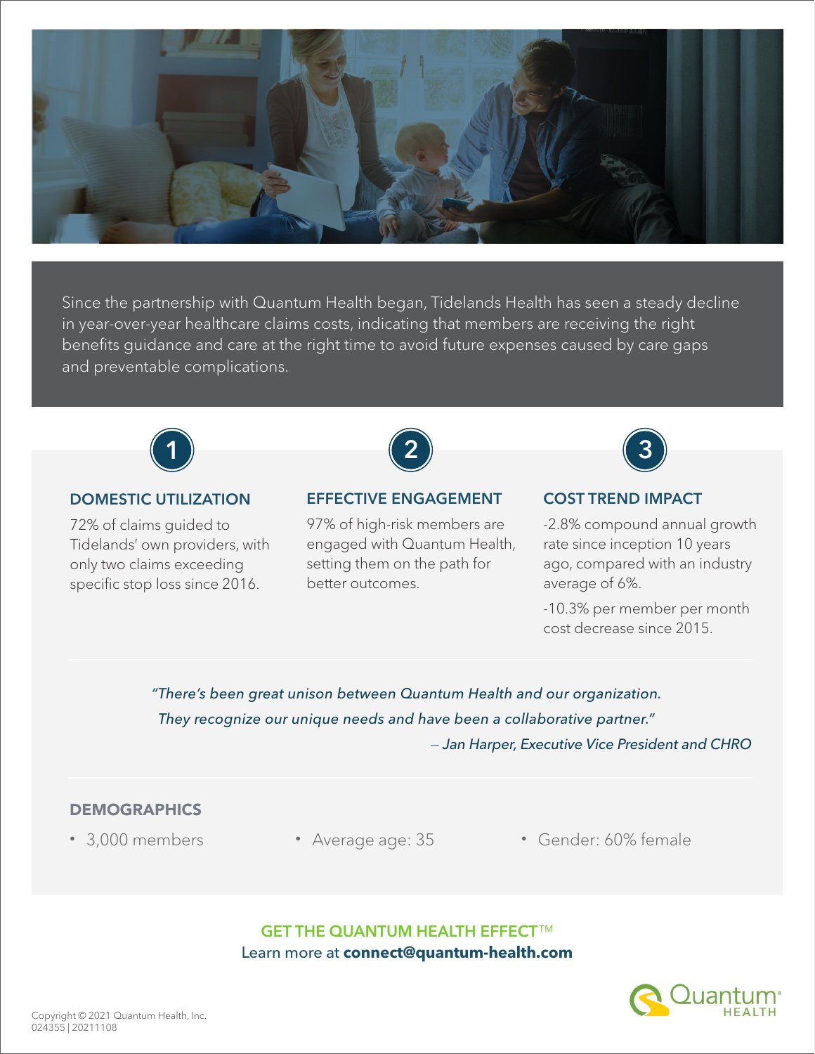Since the partnership with Quantum Health began, Tidelands Health has seen a steady decline in year-over-year healthcare claims costs, indicating that members are receiving the right benefits guidance and care at the right time to avoid future expenses caused by care gaps and preventable complications.

1

### DOMESTIC UTILIZATION

72% of claims guided to Tidelands' own providers, with only two claims exceeding specific stop loss since 2016.

2

### EFFECTIVE ENGAGEMENT

97% of high-risk members are engaged with Quantum Health, setting them on the path for better outcomes.

3

### COST TREND IMPACT

-2.8% compound annual growth rate since inception 10 years ago, compared with an industry average of 6%.

-10.3% per member per month cost decrease since 2015.

*"There's been great unison between Quantum Health and our organization. They recognize our unique needs and have been a collaborative partner."*

*– Jan Harper, Executive Vice President and CHRO*

### DEMOGRAPHICS

- 3,000 members
- Average age: 35
- Gender: 60% female

**GET THE QUANTUM HEALTH EFFECT™**

Learn more at **connect@quantum-health.com**

Quantum HEALTH

Copyright © 2021 Quantum Health, Inc.
024355 | 20211108